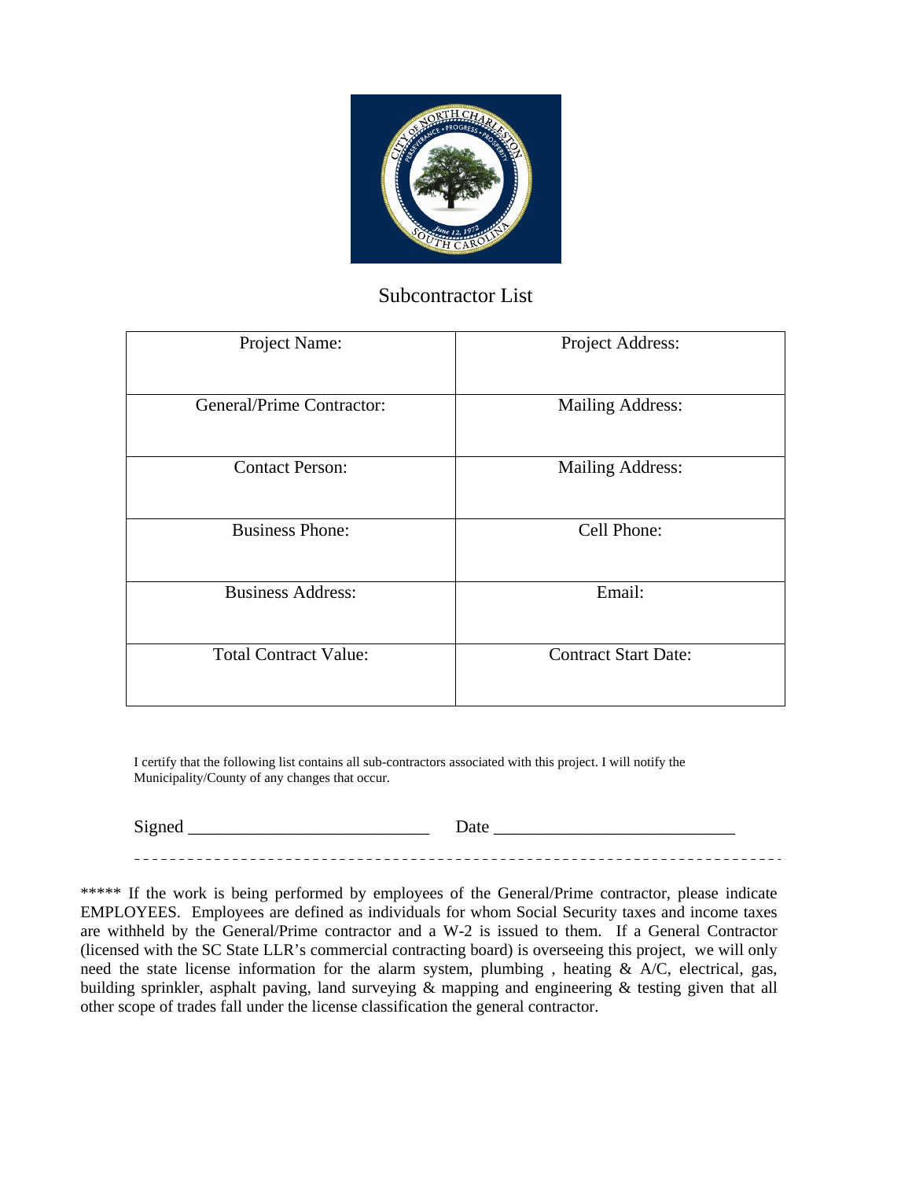# Subcontractor List

| Project Name: | Project Address: |
|---|---|
| General/Prime Contractor: | Mailing Address: |
| Contact Person: | Mailing Address: |
| Business Phone: | Cell Phone: |
| Business Address: | Email: |
| Total Contract Value: | Contract Start Date: |

I certify that the following list contains all sub-contractors associated with this project. I will notify the Municipality/County of any changes that occur.

Signed ___________________________ Date ___________________________

---

***** If the work is being performed by employees of the General/Prime contractor, please indicate EMPLOYEES. Employees are defined as individuals for whom Social Security taxes and income taxes are withheld by the General/Prime contractor and a W-2 is issued to them. If a General Contractor (licensed with the SC State LLR's commercial contracting board) is overseeing this project, we will only need the state license information for the alarm system, plumbing , heating & A/C, electrical, gas, building sprinkler, asphalt paving, land surveying & mapping and engineering & testing given that all other scope of trades fall under the license classification the general contractor.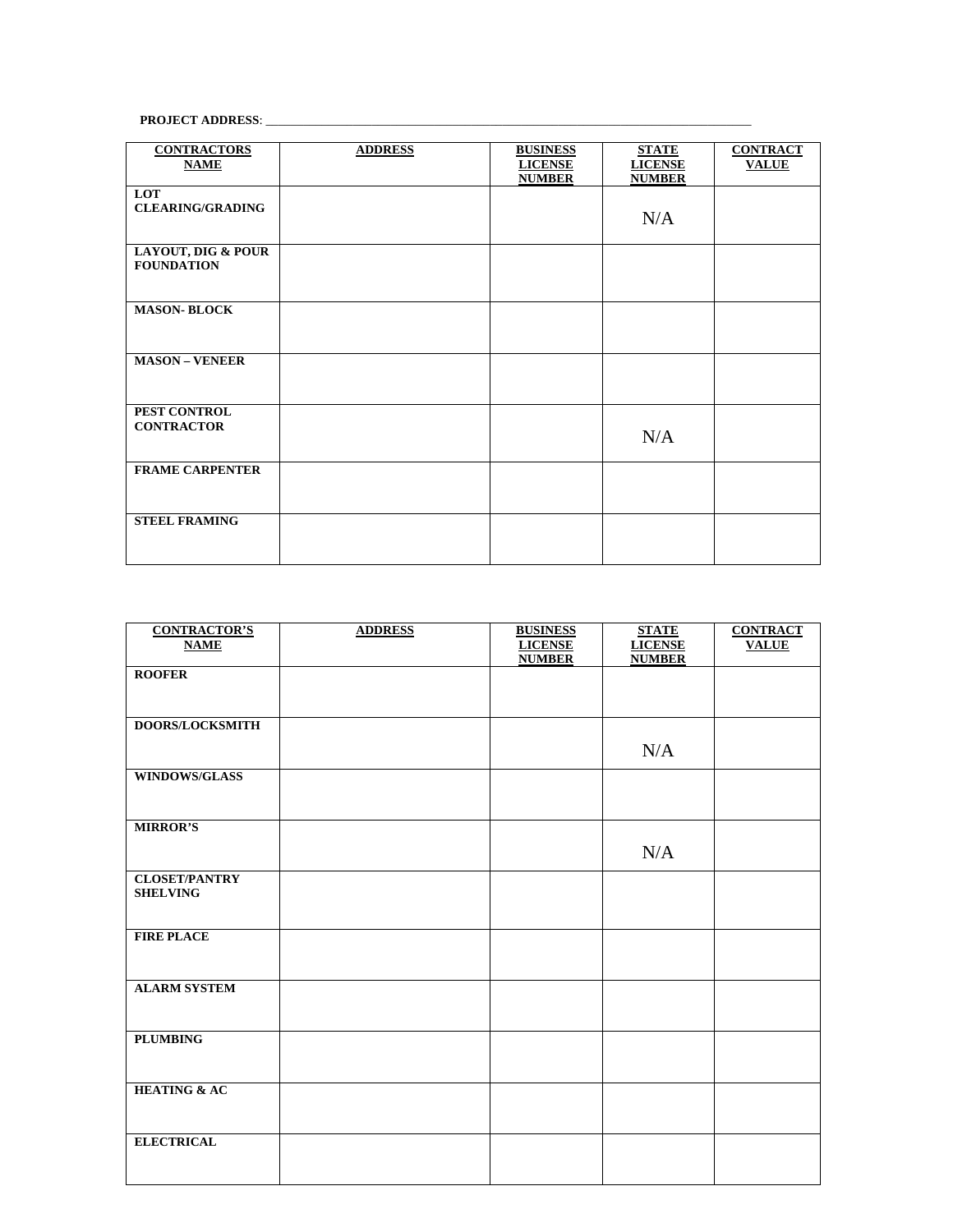**PROJECT ADDRESS**: ___________________________________________________________________________________

| CONTRACTORS NAME | ADDRESS | BUSINESS LICENSE NUMBER | STATE LICENSE NUMBER | CONTRACT VALUE |
|---|---|---|---|---|
| **LOT CLEARING/GRADING** | | | N/A | |
| **LAYOUT, DIG & POUR FOUNDATION** | | | | |
| **MASON- BLOCK** | | | | |
| **MASON – VENEER** | | | | |
| **PEST CONTROL CONTRACTOR** | | | N/A | |
| **FRAME CARPENTER** | | | | |
| **STEEL FRAMING** | | | | |

| CONTRACTOR'S NAME | ADDRESS | BUSINESS LICENSE NUMBER | STATE LICENSE NUMBER | CONTRACT VALUE |
|---|---|---|---|---|
| **ROOFER** | | | | |
| **DOORS/LOCKSMITH** | | | N/A | |
| **WINDOWS/GLASS** | | | | |
| **MIRROR'S** | | | N/A | |
| **CLOSET/PANTRY SHELVING** | | | | |
| **FIRE PLACE** | | | | |
| **ALARM SYSTEM** | | | | |
| **PLUMBING** | | | | |
| **HEATING & AC** | | | | |
| **ELECTRICAL** | | | | |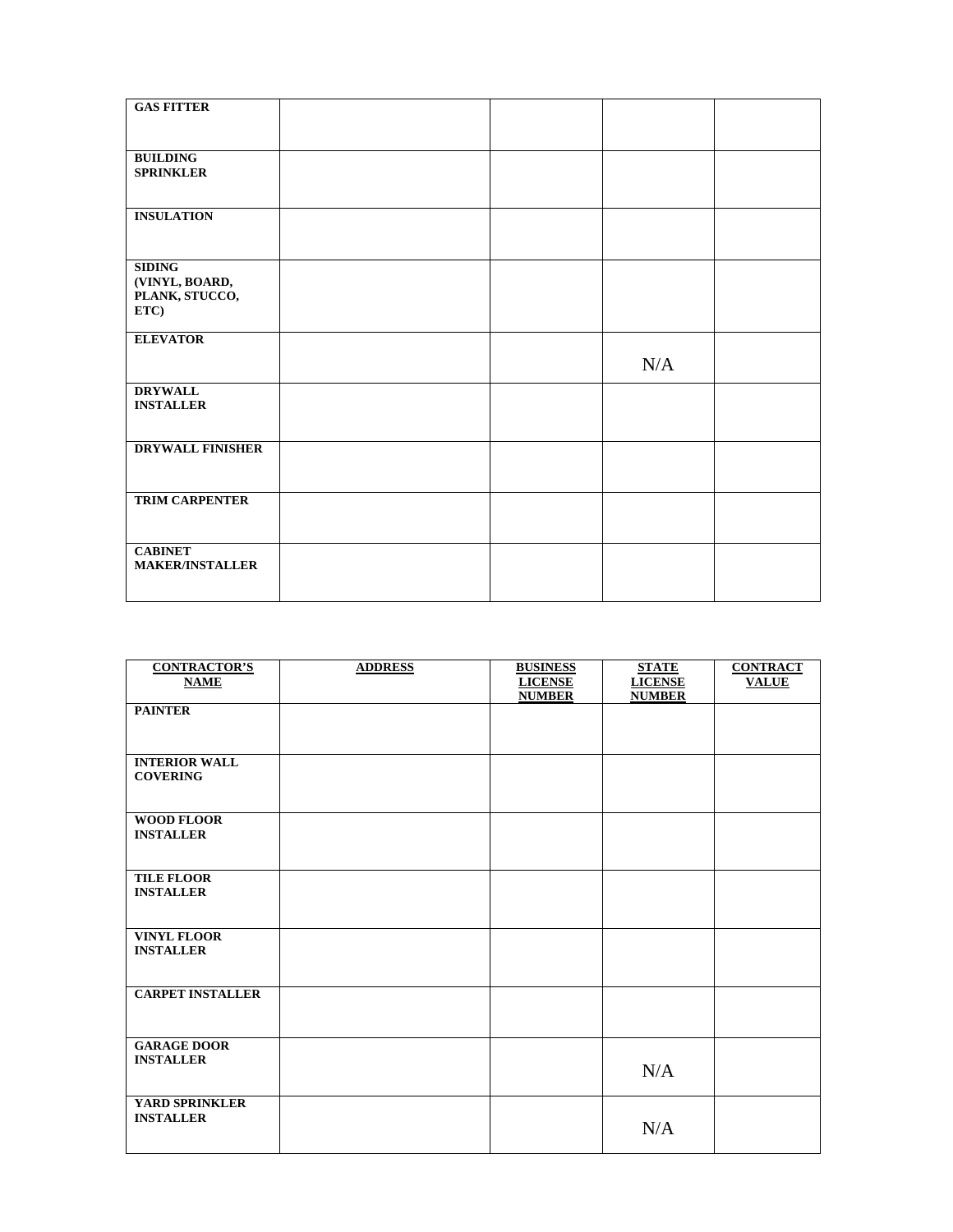| | | | | |
|---|---|---|---|---|
| **GAS FITTER** | | | | |
| **BUILDING SPRINKLER** | | | | |
| **INSULATION** | | | | |
| **SIDING (VINYL, BOARD, PLANK, STUCCO, ETC)** | | | | |
| **ELEVATOR** | | | N/A | |
| **DRYWALL INSTALLER** | | | | |
| **DRYWALL FINISHER** | | | | |
| **TRIM CARPENTER** | | | | |
| **CABINET MAKER/INSTALLER** | | | | |

| **CONTRACTOR'S NAME** | **ADDRESS** | **BUSINESS LICENSE NUMBER** | **STATE LICENSE NUMBER** | **CONTRACT VALUE** |
|---|---|---|---|---|
| **PAINTER** | | | | |
| **INTERIOR WALL COVERING** | | | | |
| **WOOD FLOOR INSTALLER** | | | | |
| **TILE FLOOR INSTALLER** | | | | |
| **VINYL FLOOR INSTALLER** | | | | |
| **CARPET INSTALLER** | | | | |
| **GARAGE DOOR INSTALLER** | | | N/A | |
| **YARD SPRINKLER INSTALLER** | | | N/A | |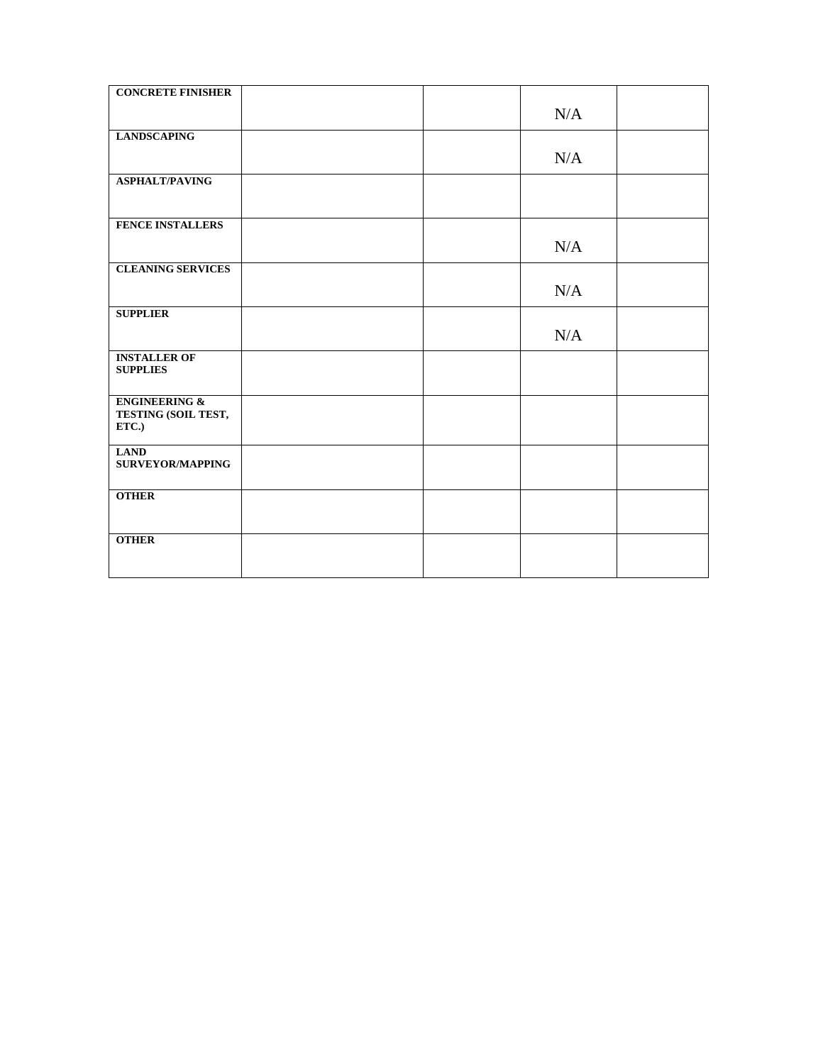| | | | | |
|---|---|---|---|---|
| **CONCRETE FINISHER** | | | N/A | |
| **LANDSCAPING** | | | N/A | |
| **ASPHALT/PAVING** | | | | |
| **FENCE INSTALLERS** | | | N/A | |
| **CLEANING SERVICES** | | | N/A | |
| **SUPPLIER** | | | N/A | |
| **INSTALLER OF SUPPLIES** | | | | |
| **ENGINEERING & TESTING (SOIL TEST, ETC.)** | | | | |
| **LAND SURVEYOR/MAPPING** | | | | |
| **OTHER** | | | | |
| **OTHER** | | | | |